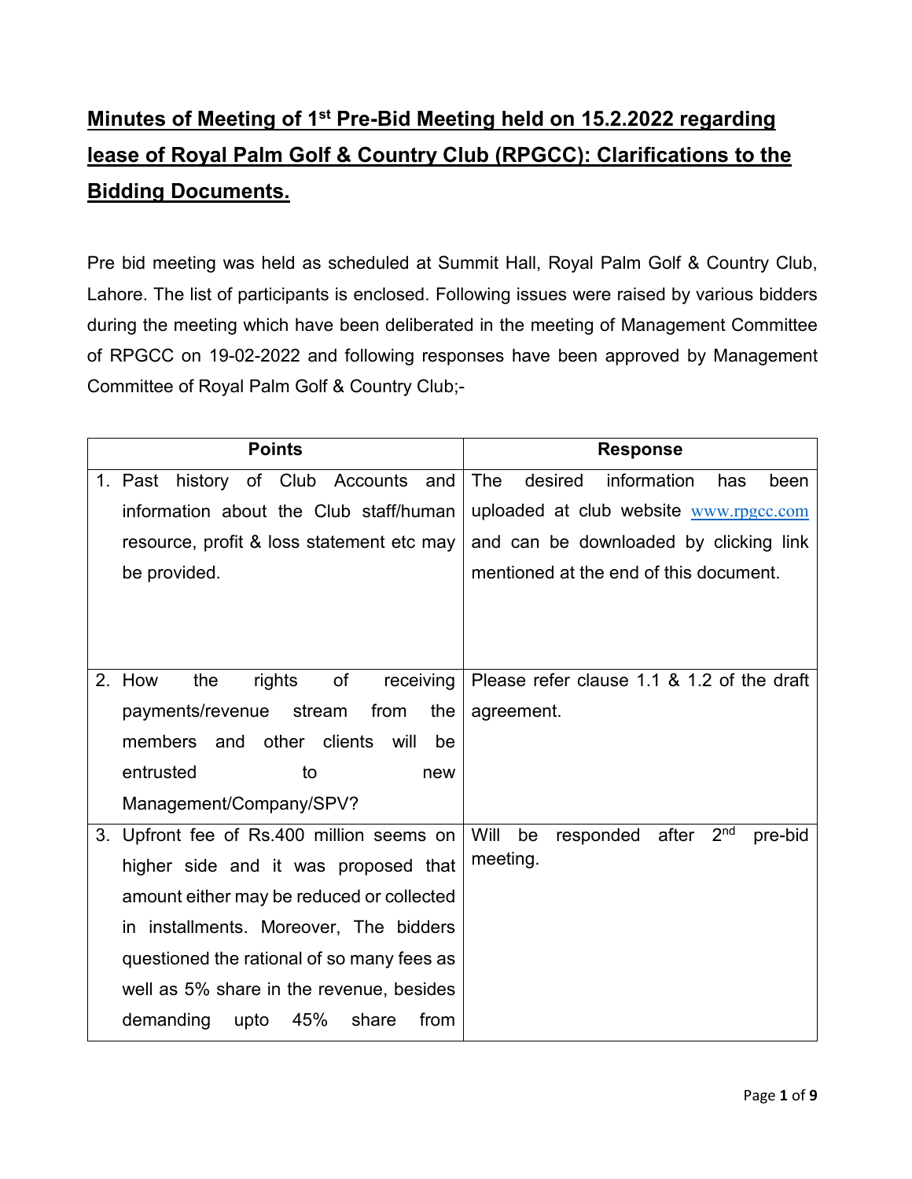# Minutes of Meeting of 1st Pre-Bid Meeting held on 15.2.2022 regarding lease of Royal Palm Golf & Country Club (RPGCC): Clarifications to the Bidding Documents.

Pre bid meeting was held as scheduled at Summit Hall, Royal Palm Golf & Country Club, Lahore. The list of participants is enclosed. Following issues were raised by various bidders during the meeting which have been deliberated in the meeting of Management Committee of RPGCC on 19-02-2022 and following responses have been approved by Management Committee of Royal Palm Golf & Country Club;-

| Points | Response |
|---|---|
| 1. Past history of Club Accounts and information about the Club staff/human resource, profit & loss statement etc may be provided. | The desired information has been uploaded at club website www.rpgcc.com and can be downloaded by clicking link mentioned at the end of this document. |
| 2. How the rights of receiving payments/revenue stream from the members and other clients will be entrusted to new Management/Company/SPV? | Please refer clause 1.1 & 1.2 of the draft agreement. |
| 3. Upfront fee of Rs.400 million seems on higher side and it was proposed that amount either may be reduced or collected in installments. Moreover, The bidders questioned the rational of so many fees as well as 5% share in the revenue, besides demanding upto 45% share from | Will be responded after 2nd pre-bid meeting. |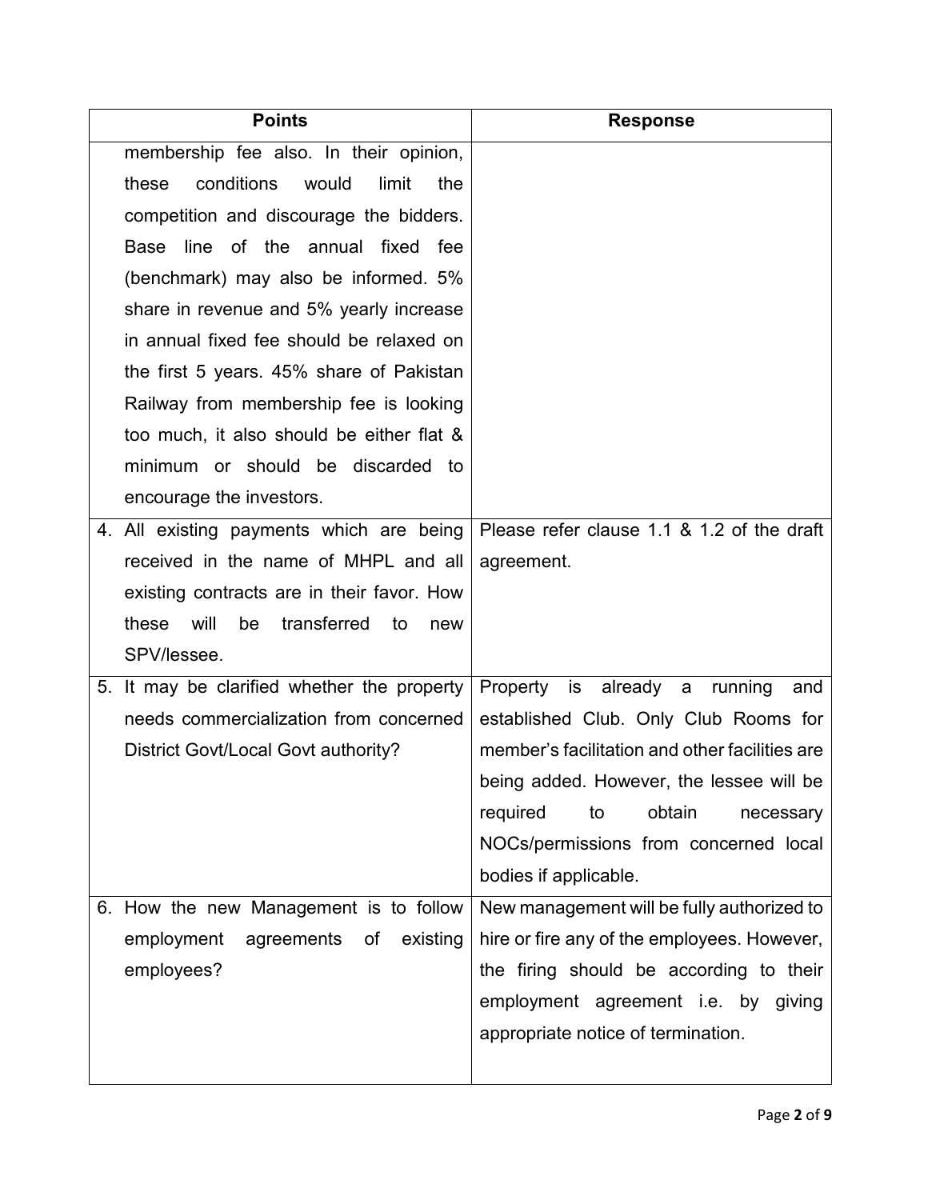| Points | Response |
|---|---|
| membership fee also. In their opinion, these conditions would limit the competition and discourage the bidders. Base line of the annual fixed fee (benchmark) may also be informed. 5% share in revenue and 5% yearly increase in annual fixed fee should be relaxed on the first 5 years. 45% share of Pakistan Railway from membership fee is looking too much, it also should be either flat & minimum or should be discarded to encourage the investors. | |
| 4. All existing payments which are being received in the name of MHPL and all existing contracts are in their favor. How these will be transferred to new SPV/lessee. | Please refer clause 1.1 & 1.2 of the draft agreement. |
| 5. It may be clarified whether the property needs commercialization from concerned District Govt/Local Govt authority? | Property is already a running and established Club. Only Club Rooms for member's facilitation and other facilities are being added. However, the lessee will be required to obtain necessary NOCs/permissions from concerned local bodies if applicable. |
| 6. How the new Management is to follow employment agreements of existing employees? | New management will be fully authorized to hire or fire any of the employees. However, the firing should be according to their employment agreement i.e. by giving appropriate notice of termination. |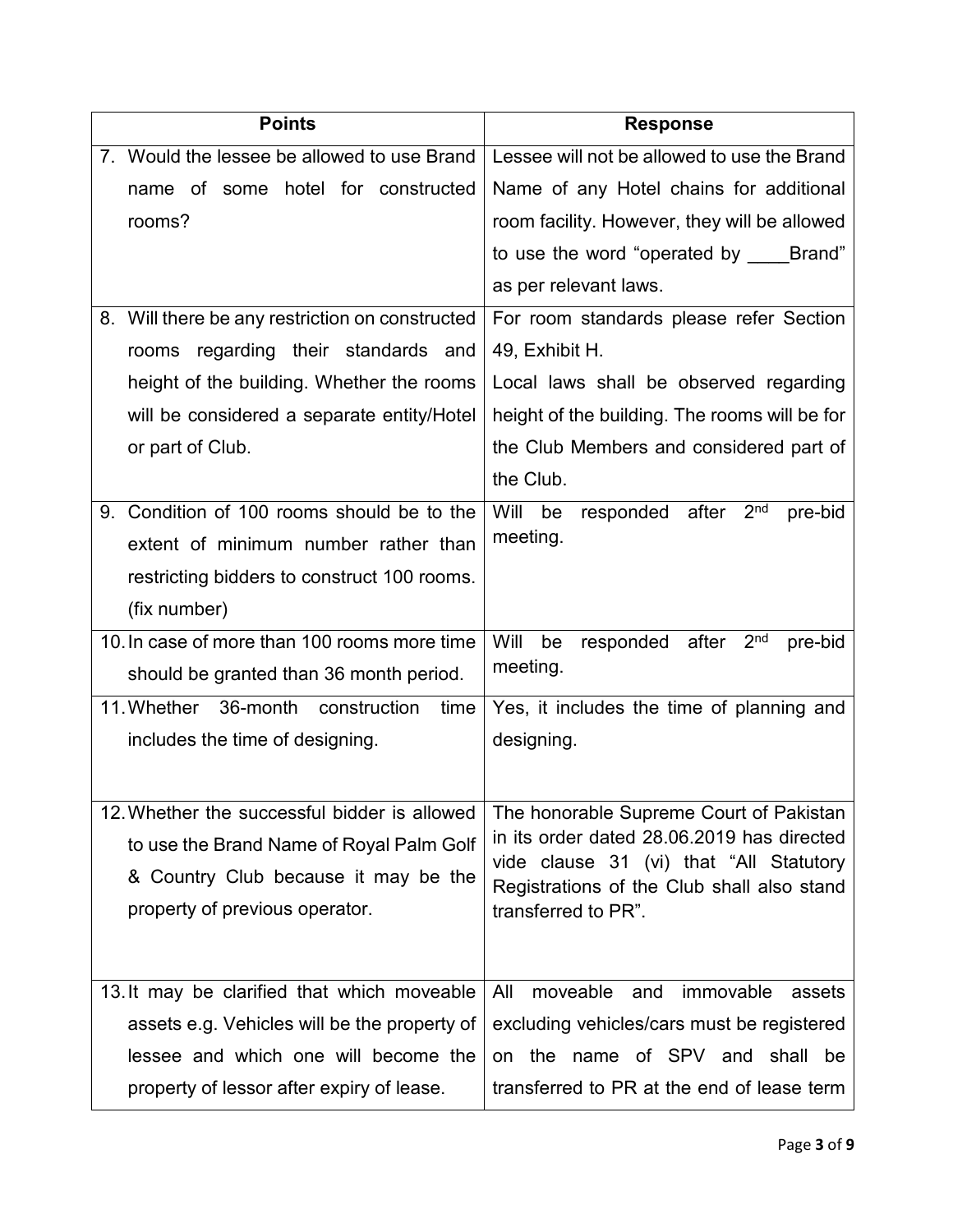| Points | Response |
| --- | --- |
| 7. Would the lessee be allowed to use Brand name of some hotel for constructed rooms? | Lessee will not be allowed to use the Brand Name of any Hotel chains for additional room facility. However, they will be allowed to use the word "operated by ____Brand" as per relevant laws. |
| 8. Will there be any restriction on constructed rooms regarding their standards and height of the building. Whether the rooms will be considered a separate entity/Hotel or part of Club. | For room standards please refer Section 49, Exhibit H. Local laws shall be observed regarding height of the building. The rooms will be for the Club Members and considered part of the Club. |
| 9. Condition of 100 rooms should be to the extent of minimum number rather than restricting bidders to construct 100 rooms. (fix number) | Will be responded after 2nd pre-bid meeting. |
| 10. In case of more than 100 rooms more time should be granted than 36 month period. | Will be responded after 2nd pre-bid meeting. |
| 11. Whether 36-month construction time includes the time of designing. | Yes, it includes the time of planning and designing. |
| 12. Whether the successful bidder is allowed to use the Brand Name of Royal Palm Golf & Country Club because it may be the property of previous operator. | The honorable Supreme Court of Pakistan in its order dated 28.06.2019 has directed vide clause 31 (vi) that "All Statutory Registrations of the Club shall also stand transferred to PR". |
| 13. It may be clarified that which moveable assets e.g. Vehicles will be the property of lessee and which one will become the property of lessor after expiry of lease. | All moveable and immovable assets excluding vehicles/cars must be registered on the name of SPV and shall be transferred to PR at the end of lease term |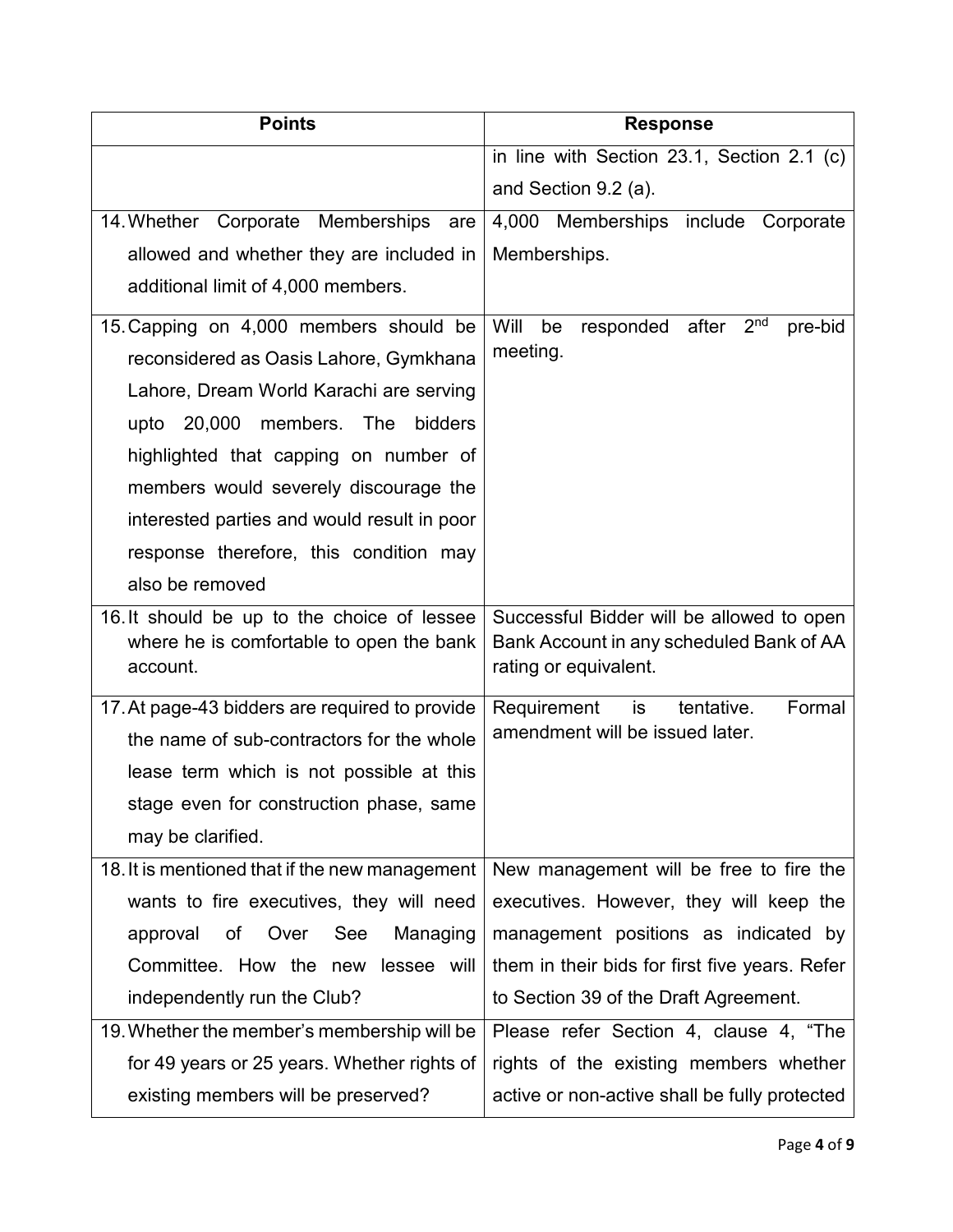| Points | Response |
|---|---|
| | in line with Section 23.1, Section 2.1 (c) and Section 9.2 (a). |
| 14. Whether Corporate Memberships are allowed and whether they are included in additional limit of 4,000 members. | 4,000 Memberships include Corporate Memberships. |
| 15. Capping on 4,000 members should be reconsidered as Oasis Lahore, Gymkhana Lahore, Dream World Karachi are serving upto 20,000 members. The bidders highlighted that capping on number of members would severely discourage the interested parties and would result in poor response therefore, this condition may also be removed | Will be responded after 2nd pre-bid meeting. |
| 16. It should be up to the choice of lessee where he is comfortable to open the bank account. | Successful Bidder will be allowed to open Bank Account in any scheduled Bank of AA rating or equivalent. |
| 17. At page-43 bidders are required to provide the name of sub-contractors for the whole lease term which is not possible at this stage even for construction phase, same may be clarified. | Requirement is tentative. Formal amendment will be issued later. |
| 18. It is mentioned that if the new management wants to fire executives, they will need approval of Over See Managing Committee. How the new lessee will independently run the Club? | New management will be free to fire the executives. However, they will keep the management positions as indicated by them in their bids for first five years. Refer to Section 39 of the Draft Agreement. |
| 19. Whether the member's membership will be for 49 years or 25 years. Whether rights of existing members will be preserved? | Please refer Section 4, clause 4, "The rights of the existing members whether active or non-active shall be fully protected |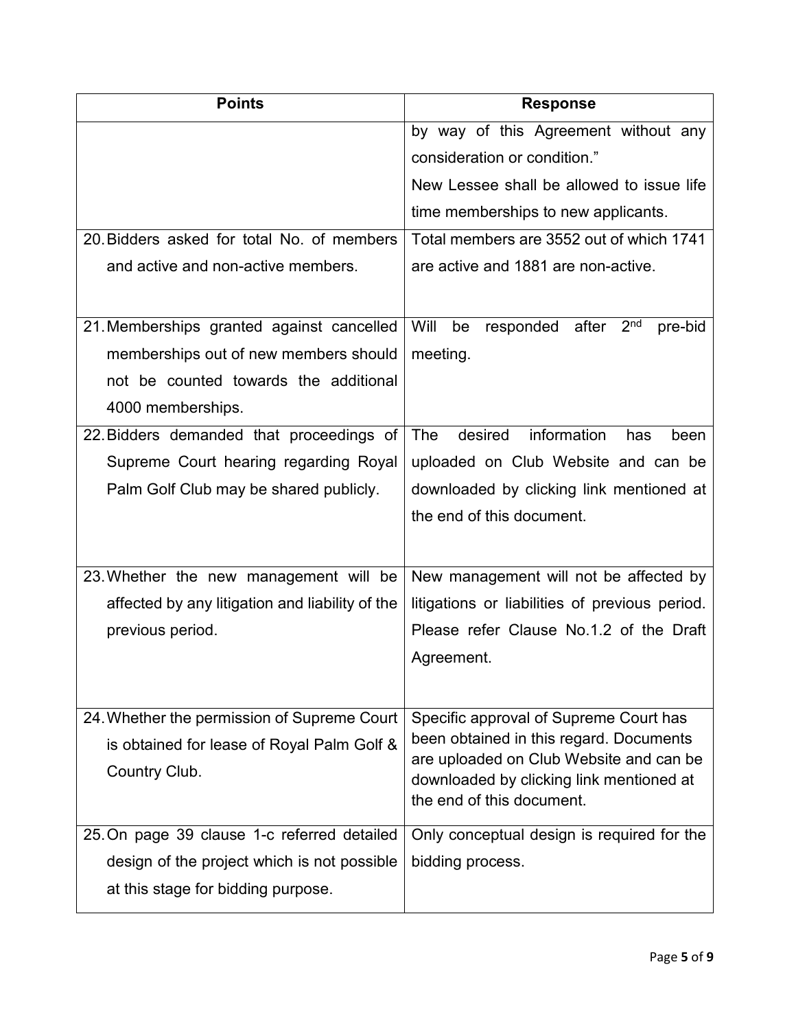| Points | Response |
|---|---|
| | by way of this Agreement without any consideration or condition."<br>New Lessee shall be allowed to issue life time memberships to new applicants. |
| 20. Bidders asked for total No. of members and active and non-active members. | Total members are 3552 out of which 1741 are active and 1881 are non-active. |
| 21. Memberships granted against cancelled memberships out of new members should not be counted towards the additional 4000 memberships. | Will be responded after 2nd pre-bid meeting. |
| 22. Bidders demanded that proceedings of Supreme Court hearing regarding Royal Palm Golf Club may be shared publicly. | The desired information has been uploaded on Club Website and can be downloaded by clicking link mentioned at the end of this document. |
| 23. Whether the new management will be affected by any litigation and liability of the previous period. | New management will not be affected by litigations or liabilities of previous period. Please refer Clause No.1.2 of the Draft Agreement. |
| 24. Whether the permission of Supreme Court is obtained for lease of Royal Palm Golf & Country Club. | Specific approval of Supreme Court has been obtained in this regard. Documents are uploaded on Club Website and can be downloaded by clicking link mentioned at the end of this document. |
| 25. On page 39 clause 1-c referred detailed design of the project which is not possible at this stage for bidding purpose. | Only conceptual design is required for the bidding process. |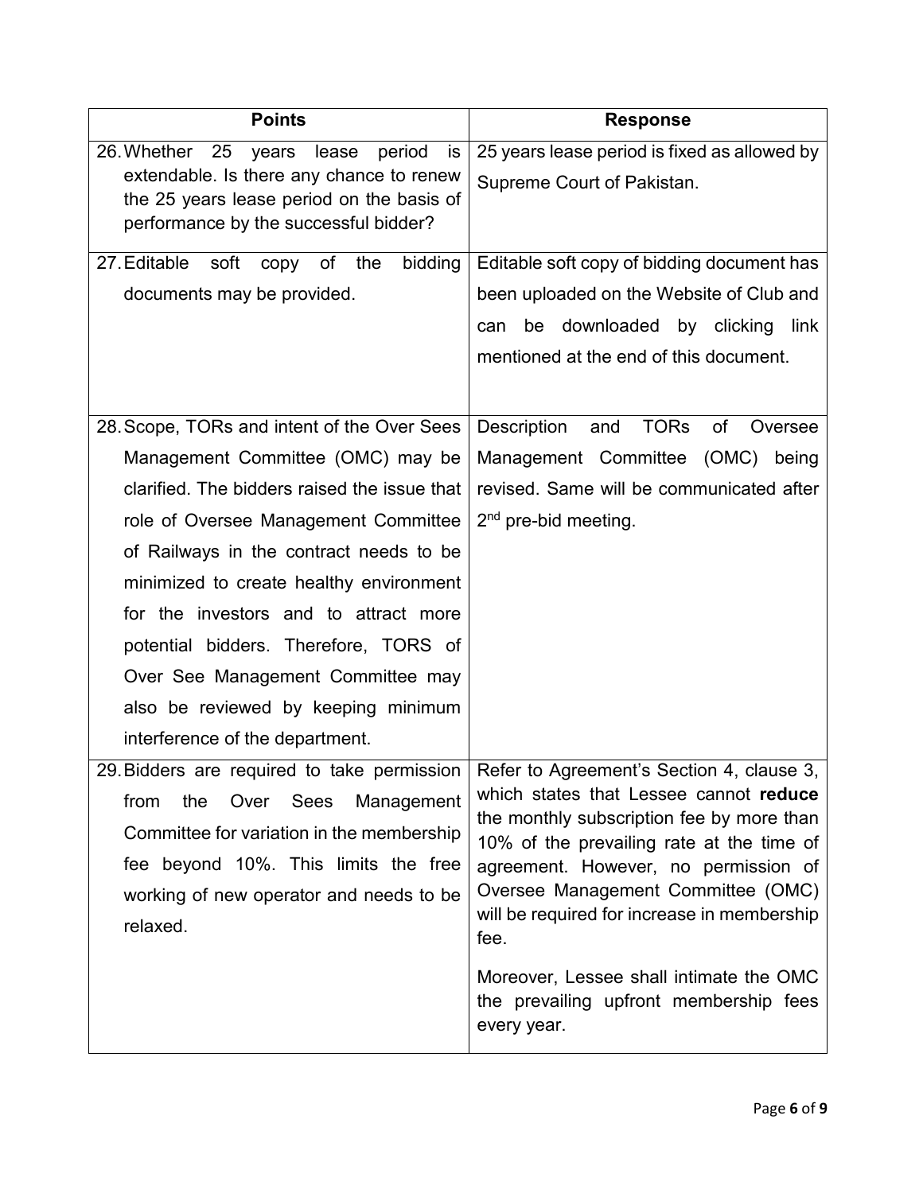| Points | Response |
|---|---|
| 26. Whether 25 years lease period is extendable. Is there any chance to renew the 25 years lease period on the basis of performance by the successful bidder? | 25 years lease period is fixed as allowed by Supreme Court of Pakistan. |
| 27. Editable soft copy of the bidding documents may be provided. | Editable soft copy of bidding document has been uploaded on the Website of Club and can be downloaded by clicking link mentioned at the end of this document. |
| 28. Scope, TORs and intent of the Over Sees Management Committee (OMC) may be clarified. The bidders raised the issue that role of Oversee Management Committee of Railways in the contract needs to be minimized to create healthy environment for the investors and to attract more potential bidders. Therefore, TORS of Over See Management Committee may also be reviewed by keeping minimum interference of the department. | Description and TORs of Oversee Management Committee (OMC) being revised. Same will be communicated after 2nd pre-bid meeting. |
| 29. Bidders are required to take permission from the Over Sees Management Committee for variation in the membership fee beyond 10%. This limits the free working of new operator and needs to be relaxed. | Refer to Agreement's Section 4, clause 3, which states that Lessee cannot **reduce** the monthly subscription fee by more than 10% of the prevailing rate at the time of agreement. However, no permission of Oversee Management Committee (OMC) will be required for increase in membership fee.<br><br>Moreover, Lessee shall intimate the OMC the prevailing upfront membership fees every year. |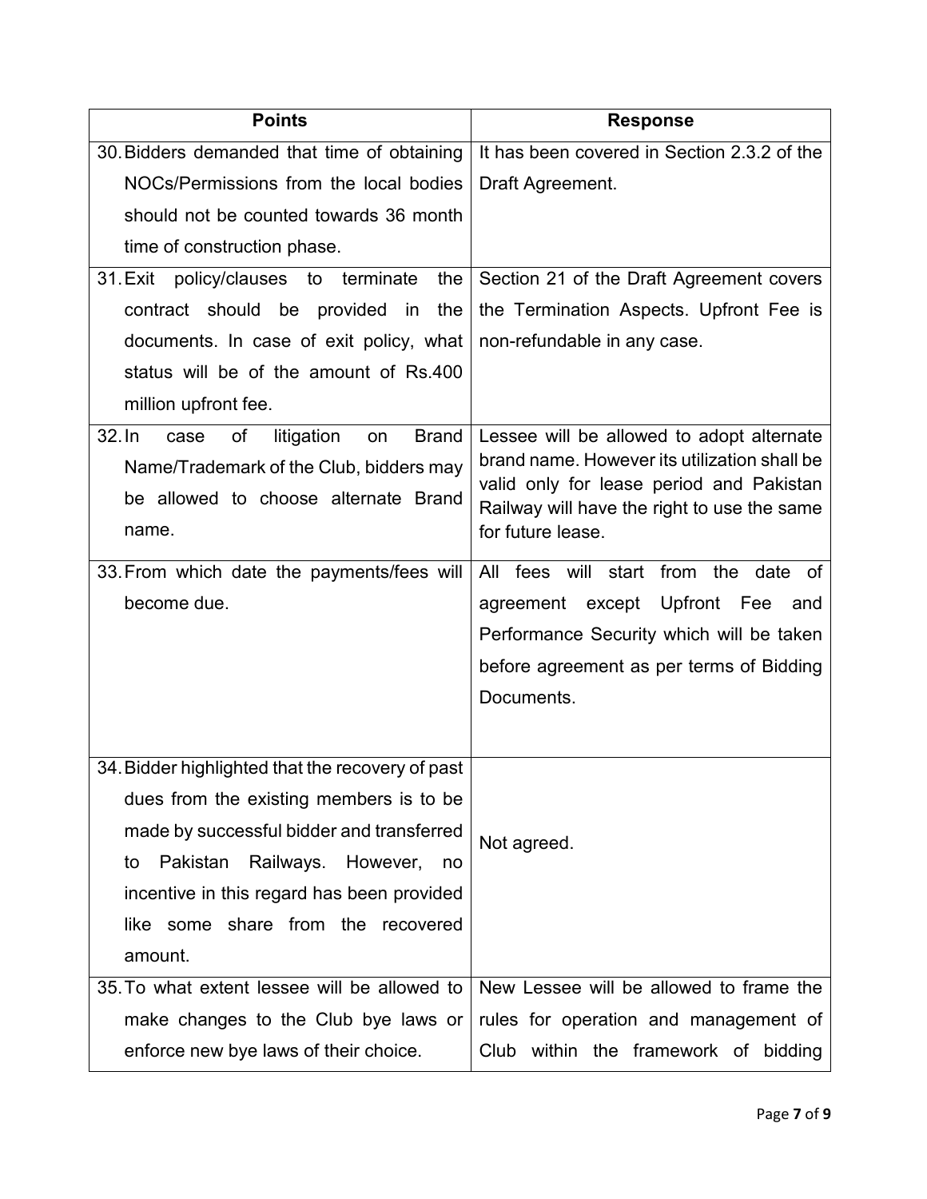| Points | Response |
|---|---|
| 30. Bidders demanded that time of obtaining NOCs/Permissions from the local bodies should not be counted towards 36 month time of construction phase. | It has been covered in Section 2.3.2 of the Draft Agreement. |
| 31. Exit policy/clauses to terminate the contract should be provided in the documents. In case of exit policy, what status will be of the amount of Rs.400 million upfront fee. | Section 21 of the Draft Agreement covers the Termination Aspects. Upfront Fee is non-refundable in any case. |
| 32. In case of litigation on Brand Name/Trademark of the Club, bidders may be allowed to choose alternate Brand name. | Lessee will be allowed to adopt alternate brand name. However its utilization shall be valid only for lease period and Pakistan Railway will have the right to use the same for future lease. |
| 33. From which date the payments/fees will become due. | All fees will start from the date of agreement except Upfront Fee and Performance Security which will be taken before agreement as per terms of Bidding Documents. |
| 34. Bidder highlighted that the recovery of past dues from the existing members is to be made by successful bidder and transferred to Pakistan Railways. However, no incentive in this regard has been provided like some share from the recovered amount. | Not agreed. |
| 35. To what extent lessee will be allowed to make changes to the Club bye laws or enforce new bye laws of their choice. | New Lessee will be allowed to frame the rules for operation and management of Club within the framework of bidding |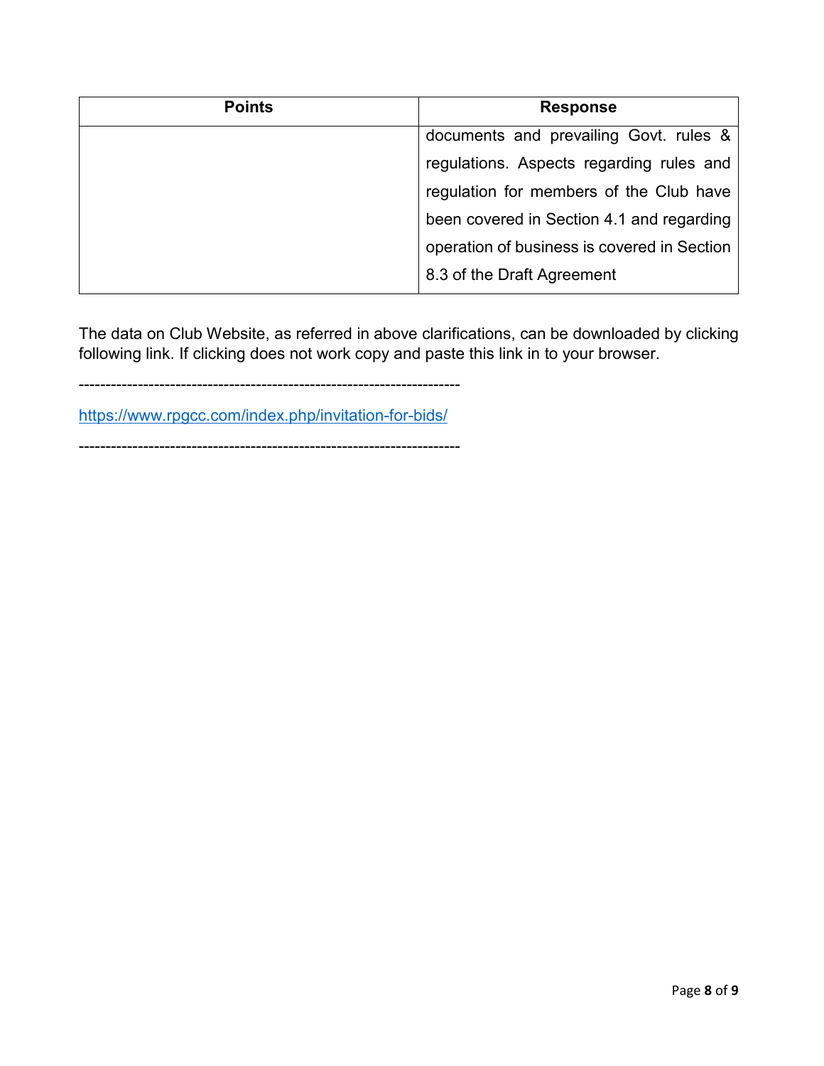| Points | Response |
|---|---|
| | documents and prevailing Govt. rules & regulations. Aspects regarding rules and regulation for members of the Club have been covered in Section 4.1 and regarding operation of business is covered in Section 8.3 of the Draft Agreement |

The data on Club Website, as referred in above clarifications, can be downloaded by clicking following link. If clicking does not work copy and paste this link in to your browser.

---

https://www.rpgcc.com/index.php/invitation-for-bids/

---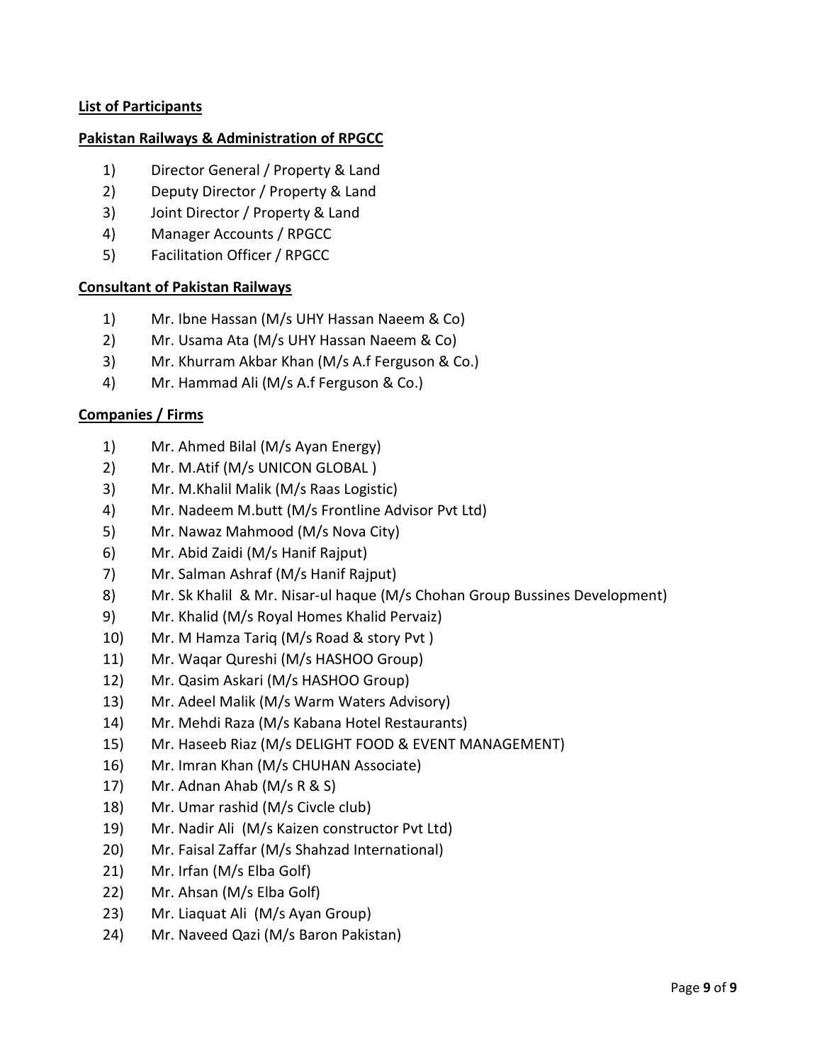**List of Participants**

**Pakistan Railways & Administration of RPGCC**

1) Director General / Property & Land
2) Deputy Director / Property & Land
3) Joint Director / Property & Land
4) Manager Accounts / RPGCC
5) Facilitation Officer / RPGCC

**Consultant of Pakistan Railways**

1) Mr. Ibne Hassan (M/s UHY Hassan Naeem & Co)
2) Mr. Usama Ata (M/s UHY Hassan Naeem & Co)
3) Mr. Khurram Akbar Khan (M/s A.f Ferguson & Co.)
4) Mr. Hammad Ali (M/s A.f Ferguson & Co.)

**Companies / Firms**

1) Mr. Ahmed Bilal (M/s Ayan Energy)
2) Mr. M.Atif (M/s UNICON GLOBAL )
3) Mr. M.Khalil Malik (M/s Raas Logistic)
4) Mr. Nadeem M.butt (M/s Frontline Advisor Pvt Ltd)
5) Mr. Nawaz Mahmood (M/s Nova City)
6) Mr. Abid Zaidi (M/s Hanif Rajput)
7) Mr. Salman Ashraf (M/s Hanif Rajput)
8) Mr. Sk Khalil & Mr. Nisar-ul haque (M/s Chohan Group Bussines Development)
9) Mr. Khalid (M/s Royal Homes Khalid Pervaiz)
10) Mr. M Hamza Tariq (M/s Road & story Pvt )
11) Mr. Waqar Qureshi (M/s HASHOO Group)
12) Mr. Qasim Askari (M/s HASHOO Group)
13) Mr. Adeel Malik (M/s Warm Waters Advisory)
14) Mr. Mehdi Raza (M/s Kabana Hotel Restaurants)
15) Mr. Haseeb Riaz (M/s DELIGHT FOOD & EVENT MANAGEMENT)
16) Mr. Imran Khan (M/s CHUHAN Associate)
17) Mr. Adnan Ahab (M/s R & S)
18) Mr. Umar rashid (M/s Civcle club)
19) Mr. Nadir Ali (M/s Kaizen constructor Pvt Ltd)
20) Mr. Faisal Zaffar (M/s Shahzad International)
21) Mr. Irfan (M/s Elba Golf)
22) Mr. Ahsan (M/s Elba Golf)
23) Mr. Liaquat Ali (M/s Ayan Group)
24) Mr. Naveed Qazi (M/s Baron Pakistan)